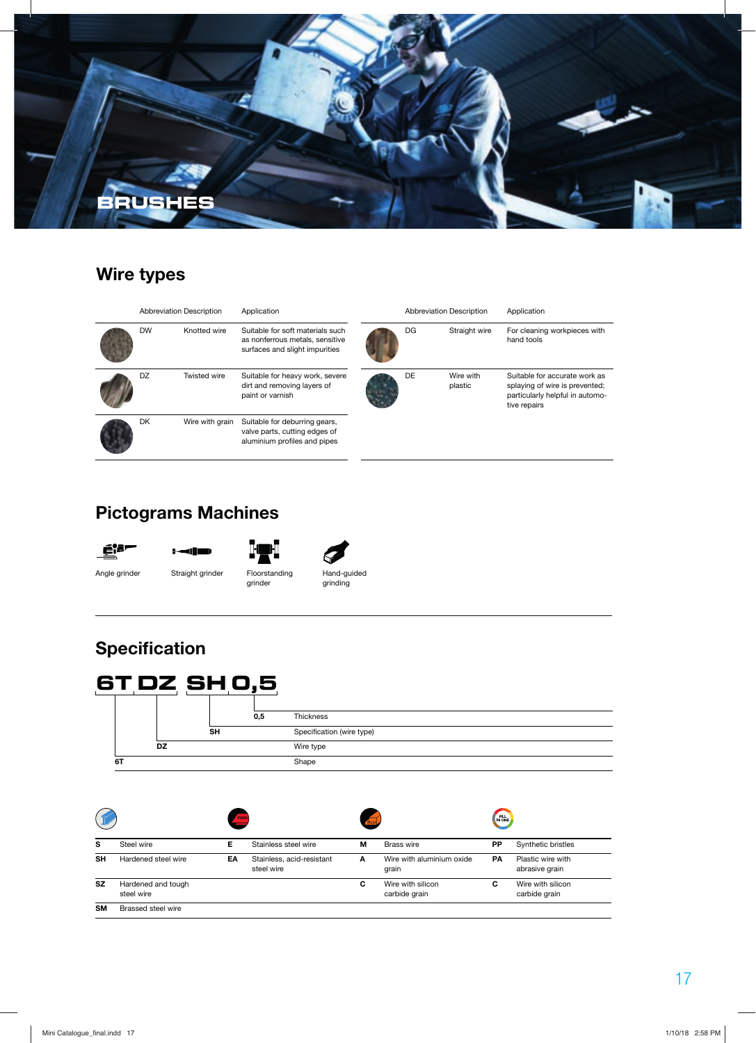# BRUSHES

## Wire types

| | Abbreviation | Description | Application |
|---|---|---|---|
| | DW | Knotted wire | Suitable for soft materials such as nonferrous metals, sensitive surfaces and slight impurities |
| | DZ | Twisted wire | Suitable for heavy work, severe dirt and removing layers of paint or varnish |
| | DK | Wire with grain | Suitable for deburring gears, valve parts, cutting edges of aluminium profiles and pipes |
| | DG | Straight wire | For cleaning workpieces with hand tools |
| | DE | Wire with plastic | Suitable for accurate work as splaying of wire is prevented; particularly helpful in automotive repairs |

## Pictograms Machines

- Angle grinder
- Straight grinder
- Floorstanding grinder
- Hand-guided grinding

## Specification

**6T DZ SH 0,5**

| Code | Meaning |
|---|---|
| 0,5 | Thickness |
| SH | Specification (wire type) |
| DZ | Wire type |
| 6T | Shape |

| | | | | | | | |
|---|---|---|---|---|---|---|---|
| S | Steel wire | E | Stainless steel wire | M | Brass wire | PP | Synthetic bristles |
| SH | Hardened steel wire | EA | Stainless, acid-resistant steel wire | A | Wire with aluminium oxide grain | PA | Plastic wire with abrasive grain |
| SZ | Hardened and tough steel wire | | | C | Wire with silicon carbide grain | C | Wire with silicon carbide grain |
| SM | Brassed steel wire | | | | | | |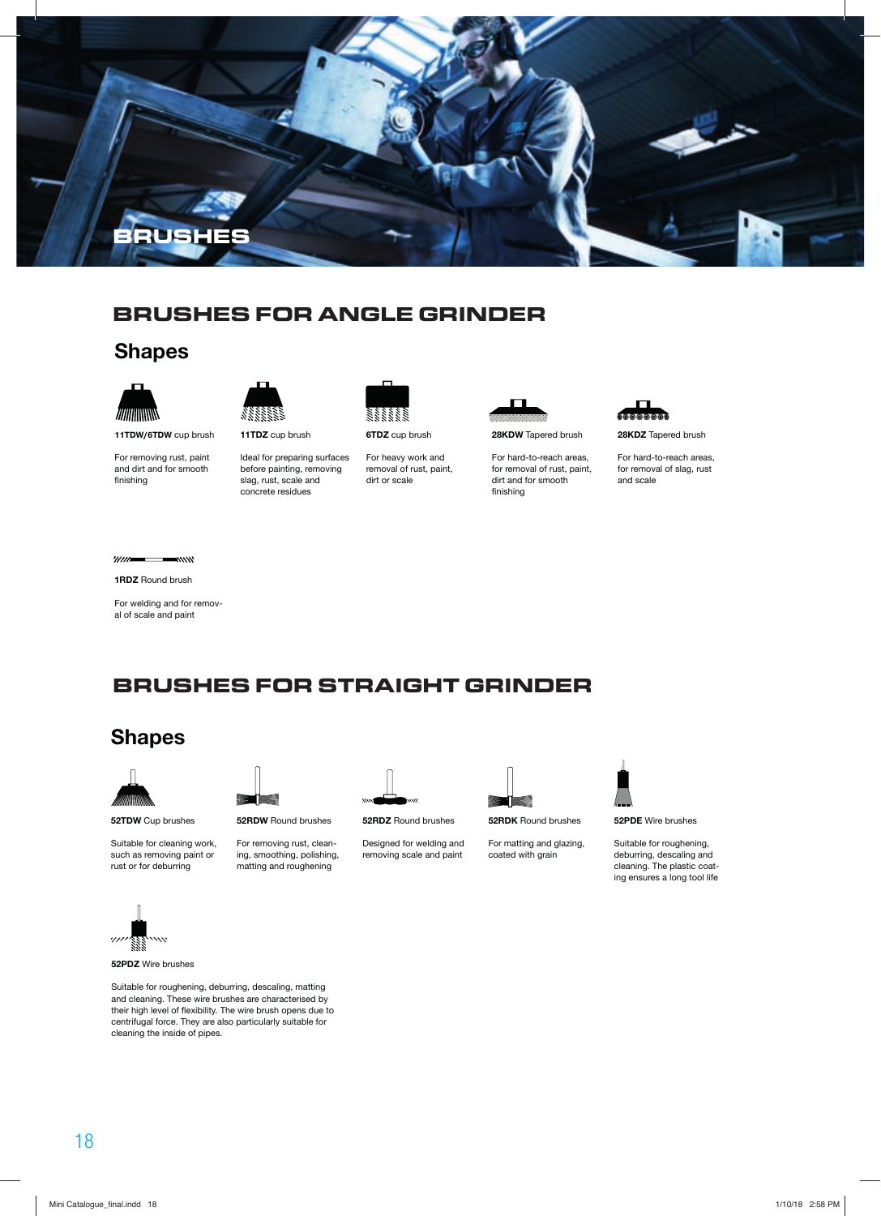# BRUSHES

## BRUSHES FOR ANGLE GRINDER

### Shapes

**11TDW/6TDW** cup brush

For removing rust, paint and dirt and for smooth finishing

**11TDZ** cup brush

Ideal for preparing surfaces before painting, removing slag, rust, scale and concrete residues

**6TDZ** cup brush

For heavy work and removal of rust, paint, dirt or scale

**28KDW** Tapered brush

For hard-to-reach areas, for removal of rust, paint, dirt and for smooth finishing

**28KDZ** Tapered brush

For hard-to-reach areas, for removal of slag, rust and scale

**1RDZ** Round brush

For welding and for removal of scale and paint

## BRUSHES FOR STRAIGHT GRINDER

### Shapes

**52TDW** Cup brushes

Suitable for cleaning work, such as removing paint or rust or for deburring

**52RDW** Round brushes

For removing rust, cleaning, smoothing, polishing, matting and roughening

**52RDZ** Round brushes

Designed for welding and removing scale and paint

**52RDK** Round brushes

For matting and glazing, coated with grain

**52PDE** Wire brushes

Suitable for roughening, deburring, descaling and cleaning. The plastic coating ensures a long tool life

**52PDZ** Wire brushes

Suitable for roughening, deburring, descaling, matting and cleaning. These wire brushes are characterised by their high level of flexibility. The wire brush opens due to centrifugal force. They are also particularly suitable for cleaning the inside of pipes.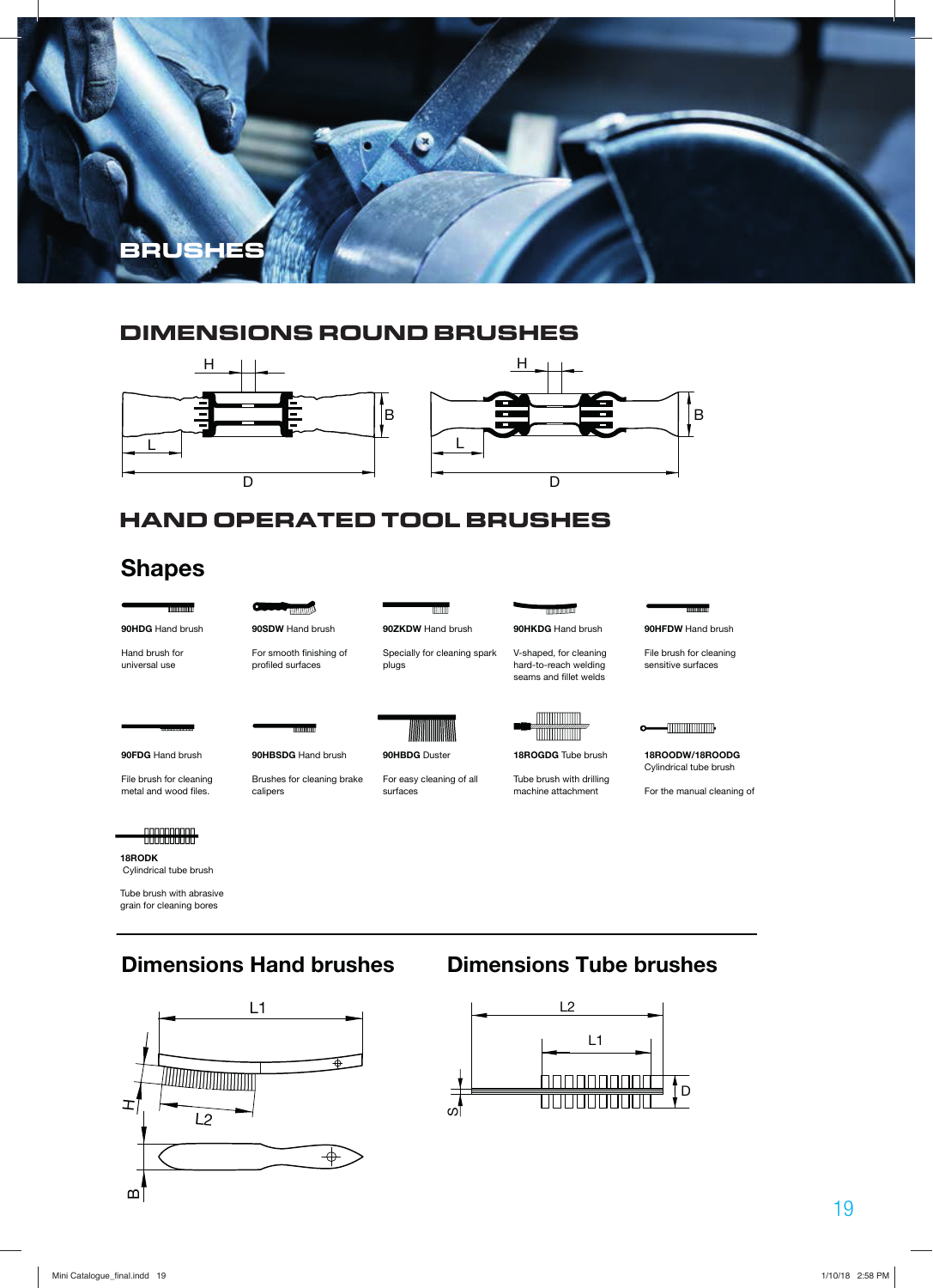# BRUSHES

## DIMENSIONS ROUND BRUSHES

H

B

L

D

H

B

L

D

## HAND OPERATED TOOL BRUSHES

### Shapes

**90HDG** Hand brush

Hand brush for universal use

**90SDW** Hand brush

For smooth finishing of profiled surfaces

**90ZKDW** Hand brush

Specially for cleaning spark plugs

**90HKDG** Hand brush

V-shaped, for cleaning hard-to-reach welding seams and fillet welds

**90HFDW** Hand brush

File brush for cleaning sensitive surfaces

**90FDG** Hand brush

File brush for cleaning metal and wood files.

**90HBSDG** Hand brush

Brushes for cleaning brake calipers

**90HBDG** Duster

For easy cleaning of all surfaces

**18ROGDG** Tube brush

Tube brush with drilling machine attachment

**18ROODW/18ROODG**
Cylindrical tube brush

For the manual cleaning of

**18RODK**
Cylindrical tube brush

Tube brush with abrasive grain for cleaning bores

### Dimensions Hand brushes

L1

H

L2

B

### Dimensions Tube brushes

L2

L1

S

D